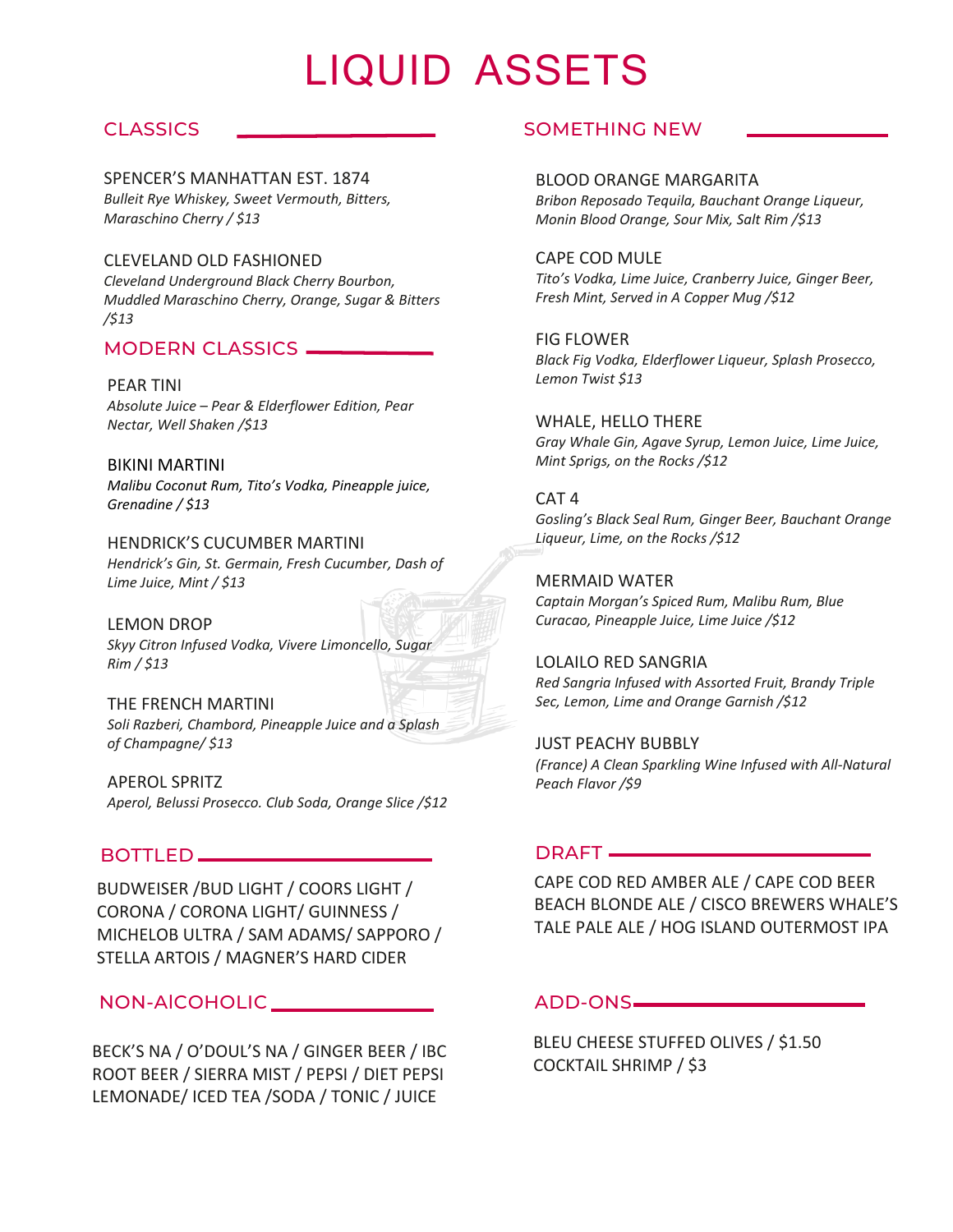# LIQUID ASSETS

## CLASSICS

SPENCER'S MANHATTAN EST. 1874
*Bulleit Rye Whiskey, Sweet Vermouth, Bitters, Maraschino Cherry / $13*

CLEVELAND OLD FASHIONED
*Cleveland Underground Black Cherry Bourbon, Muddled Maraschino Cherry, Orange, Sugar & Bitters /$13*

## MODERN CLASSICS

PEAR TINI
*Absolute Juice – Pear & Elderflower Edition, Pear Nectar, Well Shaken /$13*

BIKINI MARTINI
*Malibu Coconut Rum, Tito's Vodka, Pineapple juice, Grenadine / $13*

HENDRICK'S CUCUMBER MARTINI
*Hendrick's Gin, St. Germain, Fresh Cucumber, Dash of Lime Juice, Mint / $13*

LEMON DROP
*Skyy Citron Infused Vodka, Vivere Limoncello, Sugar Rim / $13*

THE FRENCH MARTINI
*Soli Razberi, Chambord, Pineapple Juice and a Splash of Champagne/ $13*

APEROL SPRITZ
*Aperol, Belussi Prosecco. Club Soda, Orange Slice /$12*

## SOMETHING NEW

BLOOD ORANGE MARGARITA
*Bribon Reposado Tequila, Bauchant Orange Liqueur, Monin Blood Orange, Sour Mix, Salt Rim /$13*

CAPE COD MULE
*Tito's Vodka, Lime Juice, Cranberry Juice, Ginger Beer, Fresh Mint, Served in A Copper Mug /$12*

FIG FLOWER
*Black Fig Vodka, Elderflower Liqueur, Splash Prosecco, Lemon Twist $13*

WHALE, HELLO THERE
*Gray Whale Gin, Agave Syrup, Lemon Juice, Lime Juice, Mint Sprigs, on the Rocks /$12*

CAT 4
*Gosling's Black Seal Rum, Ginger Beer, Bauchant Orange Liqueur, Lime, on the Rocks /$12*

MERMAID WATER
*Captain Morgan's Spiced Rum, Malibu Rum, Blue Curacao, Pineapple Juice, Lime Juice /$12*

LOLAILO RED SANGRIA
*Red Sangria Infused with Assorted Fruit, Brandy Triple Sec, Lemon, Lime and Orange Garnish /$12*

JUST PEACHY BUBBLY
*(France) A Clean Sparkling Wine Infused with All-Natural Peach Flavor /$9*

## BOTTLED

BUDWEISER /BUD LIGHT / COORS LIGHT / CORONA / CORONA LIGHT/ GUINNESS / MICHELOB ULTRA / SAM ADAMS/ SAPPORO / STELLA ARTOIS / MAGNER'S HARD CIDER

## NON-ALCOHOLIC

BECK'S NA / O'DOUL'S NA / GINGER BEER / IBC ROOT BEER / SIERRA MIST / PEPSI / DIET PEPSI LEMONADE/ ICED TEA /SODA / TONIC / JUICE

## DRAFT

CAPE COD RED AMBER ALE / CAPE COD BEER BEACH BLONDE ALE / CISCO BREWERS WHALE'S TALE PALE ALE / HOG ISLAND OUTERMOST IPA

## ADD-ONS

BLEU CHEESE STUFFED OLIVES / $1.50
COCKTAIL SHRIMP / $3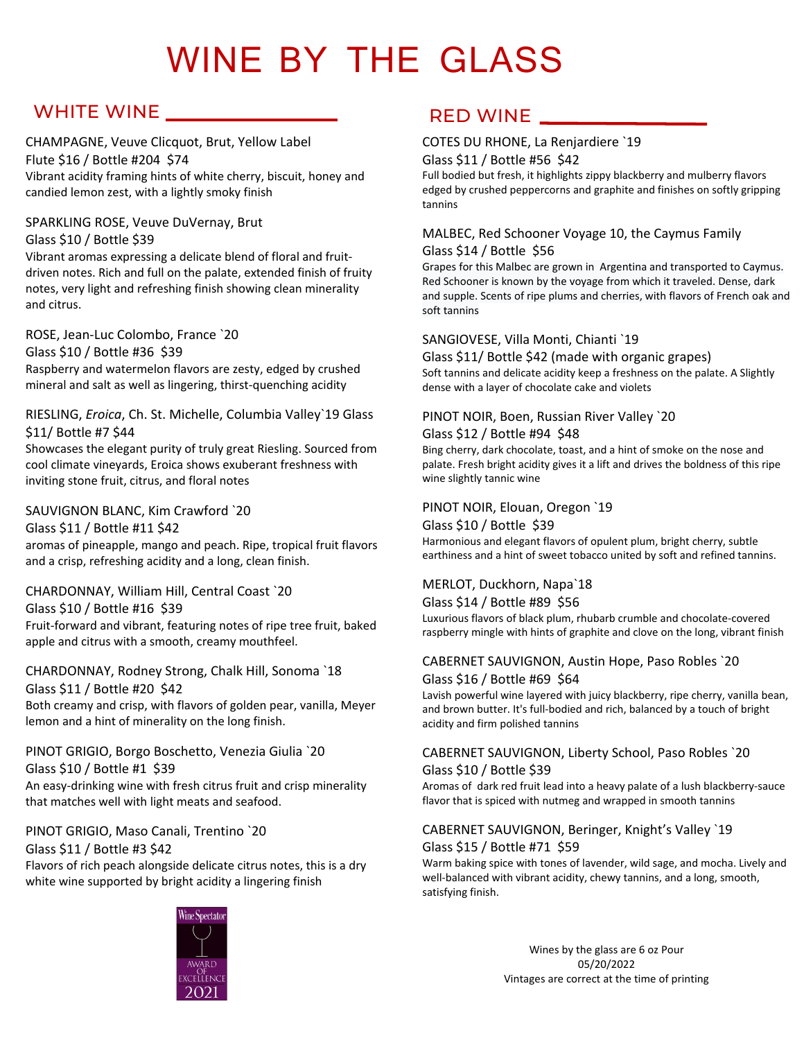# WINE BY THE GLASS

## WHITE WINE

CHAMPAGNE, Veuve Clicquot, Brut, Yellow Label
Flute $16 / Bottle #204  $74
Vibrant acidity framing hints of white cherry, biscuit, honey and candied lemon zest, with a lightly smoky finish

SPARKLING ROSE, Veuve DuVernay, Brut
Glass $10 / Bottle $39
Vibrant aromas expressing a delicate blend of floral and fruit-driven notes. Rich and full on the palate, extended finish of fruity notes, very light and refreshing finish showing clean minerality and citrus.

ROSE, Jean-Luc Colombo, France `20
Glass $10 / Bottle #36  $39
Raspberry and watermelon flavors are zesty, edged by crushed mineral and salt as well as lingering, thirst-quenching acidity

RIESLING, *Eroica*, Ch. St. Michelle, Columbia Valley`19 Glass $11/ Bottle #7 $44
Showcases the elegant purity of truly great Riesling. Sourced from cool climate vineyards, Eroica shows exuberant freshness with inviting stone fruit, citrus, and floral notes

SAUVIGNON BLANC, Kim Crawford `20
Glass $11 / Bottle #11 $42
aromas of pineapple, mango and peach. Ripe, tropical fruit flavors and a crisp, refreshing acidity and a long, clean finish.

CHARDONNAY, William Hill, Central Coast `20
Glass $10 / Bottle #16  $39
Fruit-forward and vibrant, featuring notes of ripe tree fruit, baked apple and citrus with a smooth, creamy mouthfeel.

CHARDONNAY, Rodney Strong, Chalk Hill, Sonoma `18
Glass $11 / Bottle #20  $42
Both creamy and crisp, with flavors of golden pear, vanilla, Meyer lemon and a hint of minerality on the long finish.

PINOT GRIGIO, Borgo Boschetto, Venezia Giulia `20
Glass $10 / Bottle #1  $39
An easy-drinking wine with fresh citrus fruit and crisp minerality that matches well with light meats and seafood.

PINOT GRIGIO, Maso Canali, Trentino `20
Glass $11 / Bottle #3 $42
Flavors of rich peach alongside delicate citrus notes, this is a dry white wine supported by bright acidity a lingering finish

Wine Spectator AWARD OF EXCELLENCE 2021

## RED WINE

COTES DU RHONE, La Renjardiere `19
Glass $11 / Bottle #56  $42
Full bodied but fresh, it highlights zippy blackberry and mulberry flavors edged by crushed peppercorns and graphite and finishes on softly gripping tannins

MALBEC, Red Schooner Voyage 10, the Caymus Family
Glass $14 / Bottle  $56
Grapes for this Malbec are grown in  Argentina and transported to Caymus. Red Schooner is known by the voyage from which it traveled. Dense, dark and supple. Scents of ripe plums and cherries, with flavors of French oak and soft tannins

SANGIOVESE, Villa Monti, Chianti `19
Glass $11/ Bottle $42 (made with organic grapes)
Soft tannins and delicate acidity keep a freshness on the palate. A Slightly dense with a layer of chocolate cake and violets

PINOT NOIR, Boen, Russian River Valley `20
Glass $12 / Bottle #94  $48
Bing cherry, dark chocolate, toast, and a hint of smoke on the nose and palate. Fresh bright acidity gives it a lift and drives the boldness of this ripe wine slightly tannic wine

PINOT NOIR, Elouan, Oregon `19
Glass $10 / Bottle  $39
Harmonious and elegant flavors of opulent plum, bright cherry, subtle earthiness and a hint of sweet tobacco united by soft and refined tannins.

MERLOT, Duckhorn, Napa`18
Glass $14 / Bottle #89  $56
Luxurious flavors of black plum, rhubarb crumble and chocolate-covered raspberry mingle with hints of graphite and clove on the long, vibrant finish

CABERNET SAUVIGNON, Austin Hope, Paso Robles `20
Glass $16 / Bottle #69  $64
Lavish powerful wine layered with juicy blackberry, ripe cherry, vanilla bean, and brown butter. It's full-bodied and rich, balanced by a touch of bright acidity and firm polished tannins

CABERNET SAUVIGNON, Liberty School, Paso Robles `20
Glass $10 / Bottle $39
Aromas of  dark red fruit lead into a heavy palate of a lush blackberry-sauce flavor that is spiced with nutmeg and wrapped in smooth tannins

CABERNET SAUVIGNON, Beringer, Knight's Valley `19
Glass $15 / Bottle #71  $59
Warm baking spice with tones of lavender, wild sage, and mocha. Lively and well-balanced with vibrant acidity, chewy tannins, and a long, smooth, satisfying finish.

Wines by the glass are 6 oz Pour
05/20/2022
Vintages are correct at the time of printing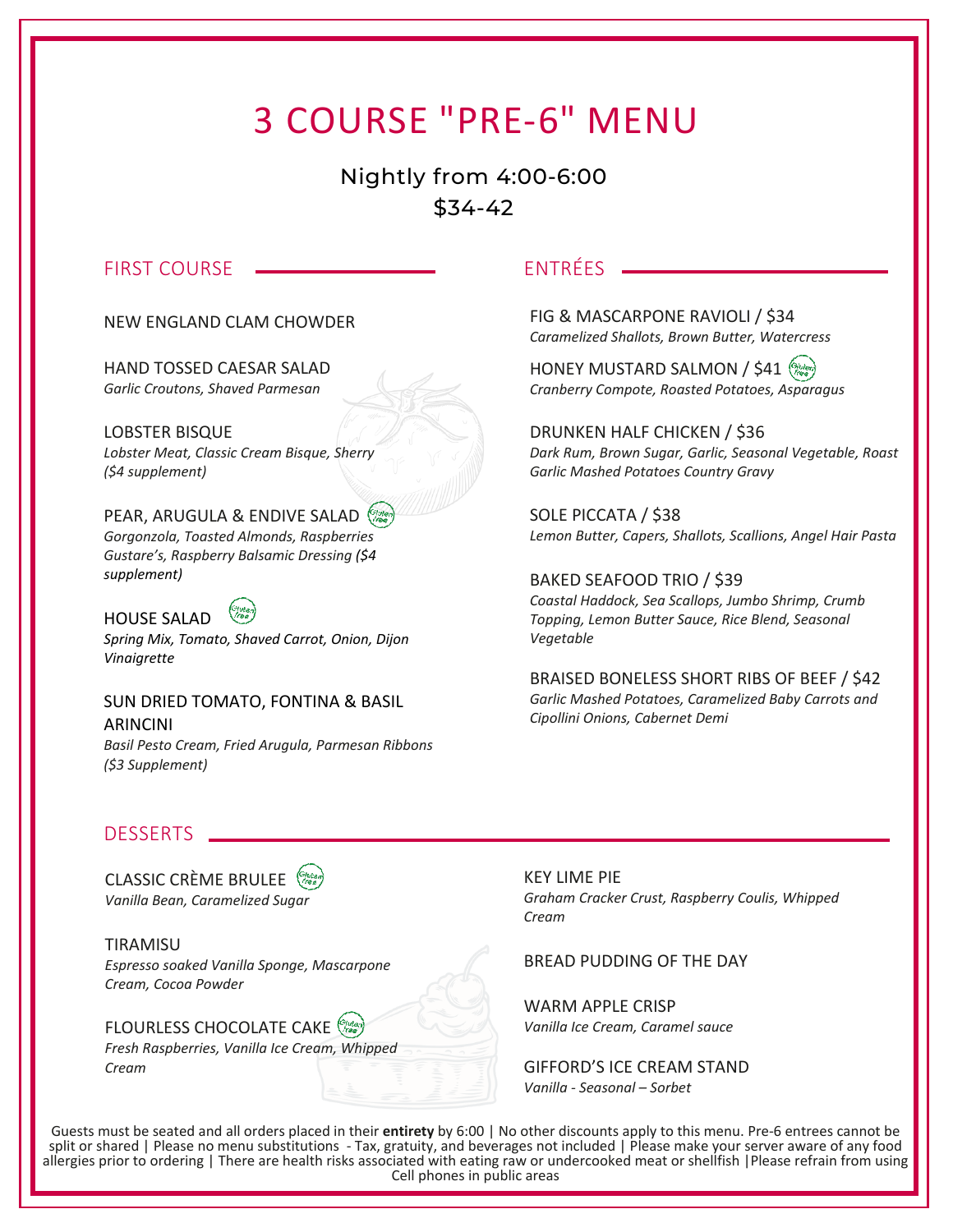# 3 COURSE "PRE-6" MENU

Nightly from 4:00-6:00

$34-42

## FIRST COURSE

NEW ENGLAND CLAM CHOWDER

HAND TOSSED CAESAR SALAD
*Garlic Croutons, Shaved Parmesan*

LOBSTER BISQUE
*Lobster Meat, Classic Cream Bisque, Sherry ($4 supplement)*

PEAR, ARUGULA & ENDIVE SALAD (Gluten free)
*Gorgonzola, Toasted Almonds, Raspberries Gustare's, Raspberry Balsamic Dressing ($4 supplement)*

HOUSE SALAD (Gluten free)
*Spring Mix, Tomato, Shaved Carrot, Onion, Dijon Vinaigrette*

SUN DRIED TOMATO, FONTINA & BASIL ARINCINI
*Basil Pesto Cream, Fried Arugula, Parmesan Ribbons ($3 Supplement)*

## ENTRÉES

FIG & MASCARPONE RAVIOLI / $34
*Caramelized Shallots, Brown Butter, Watercress*

HONEY MUSTARD SALMON / $41 (Gluten free)
*Cranberry Compote, Roasted Potatoes, Asparagus*

DRUNKEN HALF CHICKEN / $36
*Dark Rum, Brown Sugar, Garlic, Seasonal Vegetable, Roast Garlic Mashed Potatoes Country Gravy*

SOLE PICCATA / $38
*Lemon Butter, Capers, Shallots, Scallions, Angel Hair Pasta*

BAKED SEAFOOD TRIO / $39
*Coastal Haddock, Sea Scallops, Jumbo Shrimp, Crumb Topping, Lemon Butter Sauce, Rice Blend, Seasonal Vegetable*

BRAISED BONELESS SHORT RIBS OF BEEF / $42
*Garlic Mashed Potatoes, Caramelized Baby Carrots and Cipollini Onions, Cabernet Demi*

## DESSERTS

CLASSIC CRÈME BRULEE (Gluten free)
*Vanilla Bean, Caramelized Sugar*

TIRAMISU
*Espresso soaked Vanilla Sponge, Mascarpone Cream, Cocoa Powder*

FLOURLESS CHOCOLATE CAKE (Gluten free)
*Fresh Raspberries, Vanilla Ice Cream, Whipped Cream*

KEY LIME PIE
*Graham Cracker Crust, Raspberry Coulis, Whipped Cream*

BREAD PUDDING OF THE DAY

WARM APPLE CRISP
*Vanilla Ice Cream, Caramel sauce*

GIFFORD'S ICE CREAM STAND
*Vanilla - Seasonal – Sorbet*

Guests must be seated and all orders placed in their **entirety** by 6:00 | No other discounts apply to this menu. Pre-6 entrees cannot be split or shared | Please no menu substitutions - Tax, gratuity, and beverages not included | Please make your server aware of any food allergies prior to ordering | There are health risks associated with eating raw or undercooked meat or shellfish |Please refrain from using Cell phones in public areas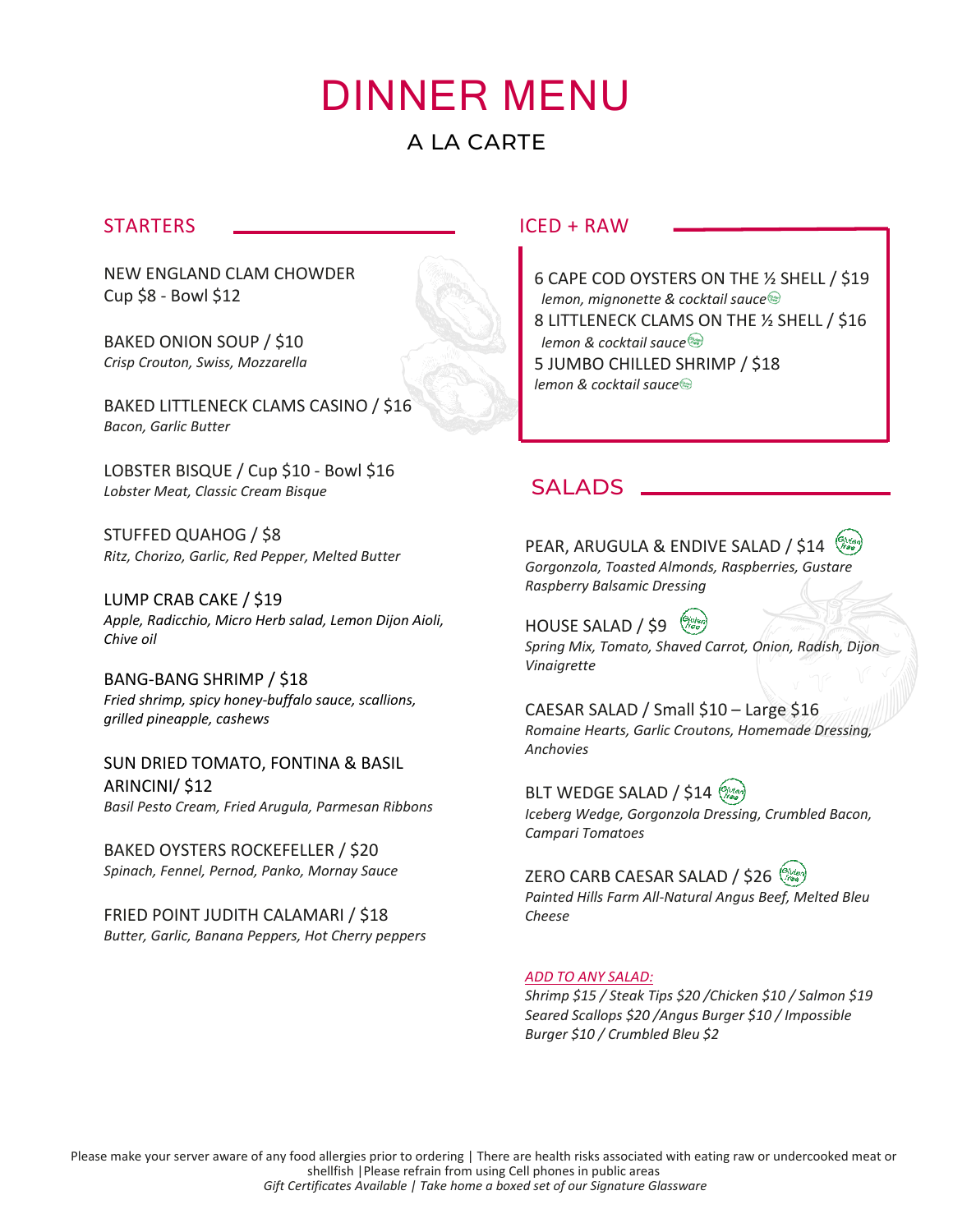# DINNER MENU

## A LA CARTE

### STARTERS

NEW ENGLAND CLAM CHOWDER
Cup $8 - Bowl $12

BAKED ONION SOUP / $10
*Crisp Crouton, Swiss, Mozzarella*

BAKED LITTLENECK CLAMS CASINO / $16
*Bacon, Garlic Butter*

LOBSTER BISQUE / Cup $10 - Bowl $16
*Lobster Meat, Classic Cream Bisque*

STUFFED QUAHOG / $8
*Ritz, Chorizo, Garlic, Red Pepper, Melted Butter*

LUMP CRAB CAKE / $19
*Apple, Radicchio, Micro Herb salad, Lemon Dijon Aioli, Chive oil*

BANG-BANG SHRIMP / $18
*Fried shrimp, spicy honey-buffalo sauce, scallions, grilled pineapple, cashews*

SUN DRIED TOMATO, FONTINA & BASIL ARINCINI/ $12
*Basil Pesto Cream, Fried Arugula, Parmesan Ribbons*

BAKED OYSTERS ROCKEFELLER / $20
*Spinach, Fennel, Pernod, Panko, Mornay Sauce*

FRIED POINT JUDITH CALAMARI / $18
*Butter, Garlic, Banana Peppers, Hot Cherry peppers*

### ICED + RAW

6 CAPE COD OYSTERS ON THE ½ SHELL / $19
*lemon, mignonette & cocktail sauce* (Gluten free)

8 LITTLENECK CLAMS ON THE ½ SHELL / $16
*lemon & cocktail sauce* (Gluten free)

5 JUMBO CHILLED SHRIMP / $18
*lemon & cocktail sauce* (Gluten free)

### SALADS

PEAR, ARUGULA & ENDIVE SALAD / $14 (Gluten free)
*Gorgonzola, Toasted Almonds, Raspberries, Gustare Raspberry Balsamic Dressing*

HOUSE SALAD / $9 (Gluten free)
*Spring Mix, Tomato, Shaved Carrot, Onion, Radish, Dijon Vinaigrette*

CAESAR SALAD / Small $10 – Large $16
*Romaine Hearts, Garlic Croutons, Homemade Dressing, Anchovies*

BLT WEDGE SALAD / $14 (Gluten free)
*Iceberg Wedge, Gorgonzola Dressing, Crumbled Bacon, Campari Tomatoes*

ZERO CARB CAESAR SALAD / $26 (Gluten free)
*Painted Hills Farm All-Natural Angus Beef, Melted Bleu Cheese*

*ADD TO ANY SALAD:*
*Shrimp $15 / Steak Tips $20 /Chicken $10 / Salmon $19 Seared Scallops $20 /Angus Burger $10 / Impossible Burger $10 / Crumbled Bleu $2*

Please make your server aware of any food allergies prior to ordering | There are health risks associated with eating raw or undercooked meat or shellfish |Please refrain from using Cell phones in public areas
*Gift Certificates Available | Take home a boxed set of our Signature Glassware*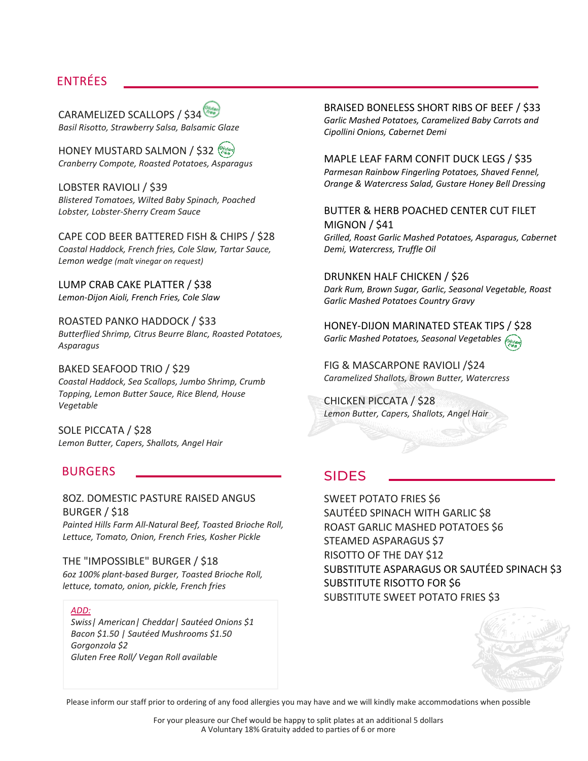## ENTRÉES

CARAMELIZED SCALLOPS / $34 (Gluten Free)
*Basil Risotto, Strawberry Salsa, Balsamic Glaze*

HONEY MUSTARD SALMON / $32 (Gluten Free)
*Cranberry Compote, Roasted Potatoes, Asparagus*

LOBSTER RAVIOLI / $39
*Blistered Tomatoes, Wilted Baby Spinach, Poached Lobster, Lobster-Sherry Cream Sauce*

CAPE COD BEER BATTERED FISH & CHIPS / $28
*Coastal Haddock, French fries, Cole Slaw, Tartar Sauce, Lemon wedge (malt vinegar on request)*

LUMP CRAB CAKE PLATTER / $38
*Lemon-Dijon Aioli, French Fries, Cole Slaw*

ROASTED PANKO HADDOCK / $33
*Butterflied Shrimp, Citrus Beurre Blanc, Roasted Potatoes, Asparagus*

BAKED SEAFOOD TRIO / $29
*Coastal Haddock, Sea Scallops, Jumbo Shrimp, Crumb Topping, Lemon Butter Sauce, Rice Blend, House Vegetable*

SOLE PICCATA / $28
*Lemon Butter, Capers, Shallots, Angel Hair*

BRAISED BONELESS SHORT RIBS OF BEEF / $33
*Garlic Mashed Potatoes, Caramelized Baby Carrots and Cipollini Onions, Cabernet Demi*

MAPLE LEAF FARM CONFIT DUCK LEGS / $35
*Parmesan Rainbow Fingerling Potatoes, Shaved Fennel, Orange & Watercress Salad, Gustare Honey Bell Dressing*

BUTTER & HERB POACHED CENTER CUT FILET MIGNON / $41
*Grilled, Roast Garlic Mashed Potatoes, Asparagus, Cabernet Demi, Watercress, Truffle Oil*

DRUNKEN HALF CHICKEN / $26
*Dark Rum, Brown Sugar, Garlic, Seasonal Vegetable, Roast Garlic Mashed Potatoes Country Gravy*

HONEY-DIJON MARINATED STEAK TIPS / $28
*Garlic Mashed Potatoes, Seasonal Vegetables* (Gluten Free)

FIG & MASCARPONE RAVIOLI /$24
*Caramelized Shallots, Brown Butter, Watercress*

CHICKEN PICCATA / $28
*Lemon Butter, Capers, Shallots, Angel Hair*

## BURGERS

8OZ. DOMESTIC PASTURE RAISED ANGUS BURGER / $18
*Painted Hills Farm All-Natural Beef, Toasted Brioche Roll, Lettuce, Tomato, Onion, French Fries, Kosher Pickle*

THE "IMPOSSIBLE" BURGER / $18
*6oz 100% plant-based Burger, Toasted Brioche Roll, lettuce, tomato, onion, pickle, French fries*

*ADD:*
*Swiss| American| Cheddar| Sautéed Onions $1*
*Bacon $1.50 | Sautéed Mushrooms $1.50*
*Gorgonzola $2*
*Gluten Free Roll/ Vegan Roll available*

## SIDES

SWEET POTATO FRIES $6
SAUTÉED SPINACH WITH GARLIC $8
ROAST GARLIC MASHED POTATOES $6
STEAMED ASPARAGUS $7
RISOTTO OF THE DAY $12
SUBSTITUTE ASPARAGUS OR SAUTÉED SPINACH $3
SUBSTITUTE RISOTTO FOR $6
SUBSTITUTE SWEET POTATO FRIES $3

Please inform our staff prior to ordering of any food allergies you may have and we will kindly make accommodations when possible

For your pleasure our Chef would be happy to split plates at an additional 5 dollars
A Voluntary 18% Gratuity added to parties of 6 or more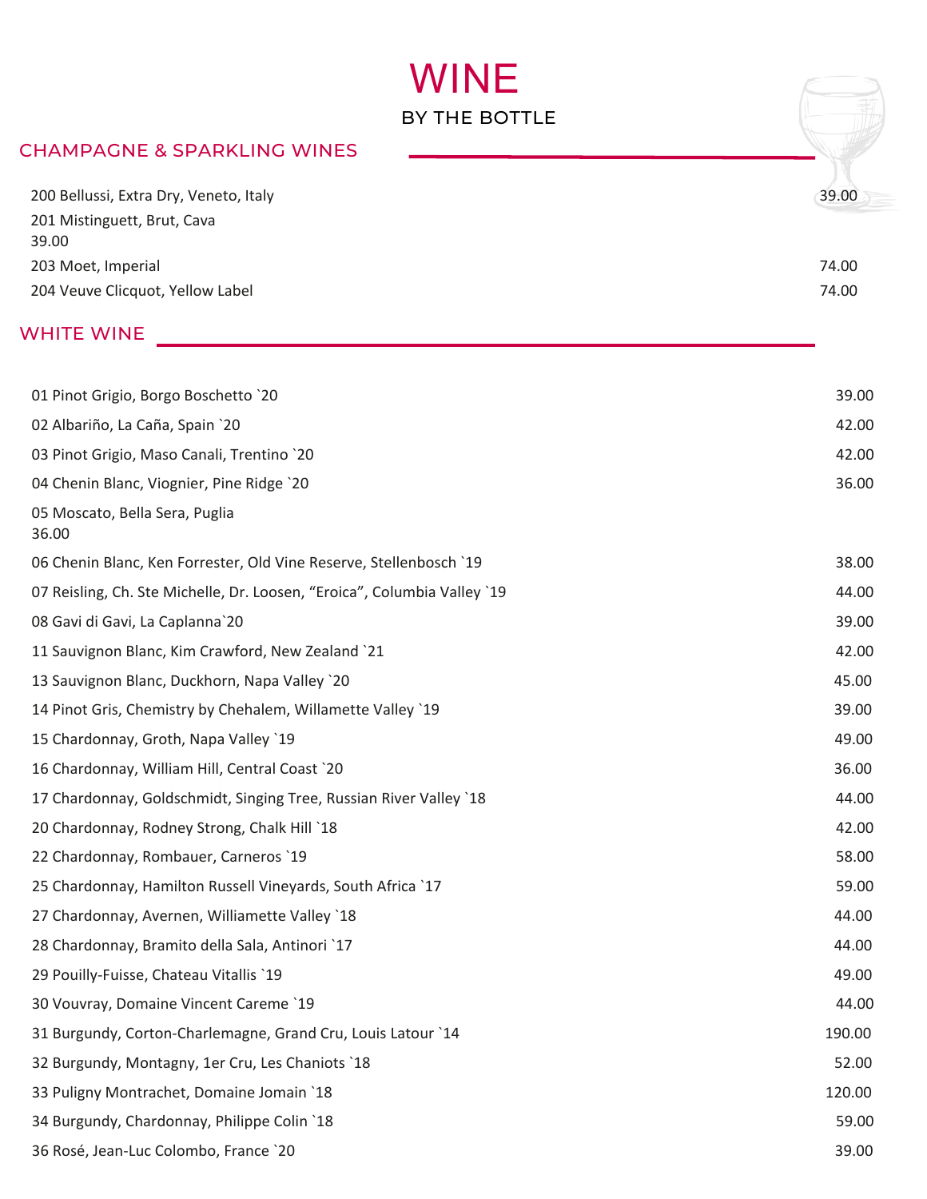# WINE

BY THE BOTTLE

## CHAMPAGNE & SPARKLING WINES

200 Bellussi, Extra Dry, Veneto, Italy 39.00

201 Mistinguett, Brut, Cava 39.00

203 Moet, Imperial 74.00

204 Veuve Clicquot, Yellow Label 74.00

## WHITE WINE

01 Pinot Grigio, Borgo Boschetto `20 39.00

02 Albariño, La Caña, Spain `20 42.00

03 Pinot Grigio, Maso Canali, Trentino `20 42.00

04 Chenin Blanc, Viognier, Pine Ridge `20 36.00

05 Moscato, Bella Sera, Puglia 36.00

06 Chenin Blanc, Ken Forrester, Old Vine Reserve, Stellenbosch `19 38.00

07 Reisling, Ch. Ste Michelle, Dr. Loosen, "Eroica", Columbia Valley `19 44.00

08 Gavi di Gavi, La Caplanna`20 39.00

11 Sauvignon Blanc, Kim Crawford, New Zealand `21 42.00

13 Sauvignon Blanc, Duckhorn, Napa Valley `20 45.00

14 Pinot Gris, Chemistry by Chehalem, Willamette Valley `19 39.00

15 Chardonnay, Groth, Napa Valley `19 49.00

16 Chardonnay, William Hill, Central Coast `20 36.00

17 Chardonnay, Goldschmidt, Singing Tree, Russian River Valley `18 44.00

20 Chardonnay, Rodney Strong, Chalk Hill `18 42.00

22 Chardonnay, Rombauer, Carneros `19 58.00

25 Chardonnay, Hamilton Russell Vineyards, South Africa `17 59.00

27 Chardonnay, Avernen, Williamette Valley `18 44.00

28 Chardonnay, Bramito della Sala, Antinori `17 44.00

29 Pouilly-Fuisse, Chateau Vitallis `19 49.00

30 Vouvray, Domaine Vincent Careme `19 44.00

31 Burgundy, Corton-Charlemagne, Grand Cru, Louis Latour `14 190.00

32 Burgundy, Montagny, 1er Cru, Les Chaniots `18 52.00

33 Puligny Montrachet, Domaine Jomain `18 120.00

34 Burgundy, Chardonnay, Philippe Colin `18 59.00

36 Rosé, Jean-Luc Colombo, France `20 39.00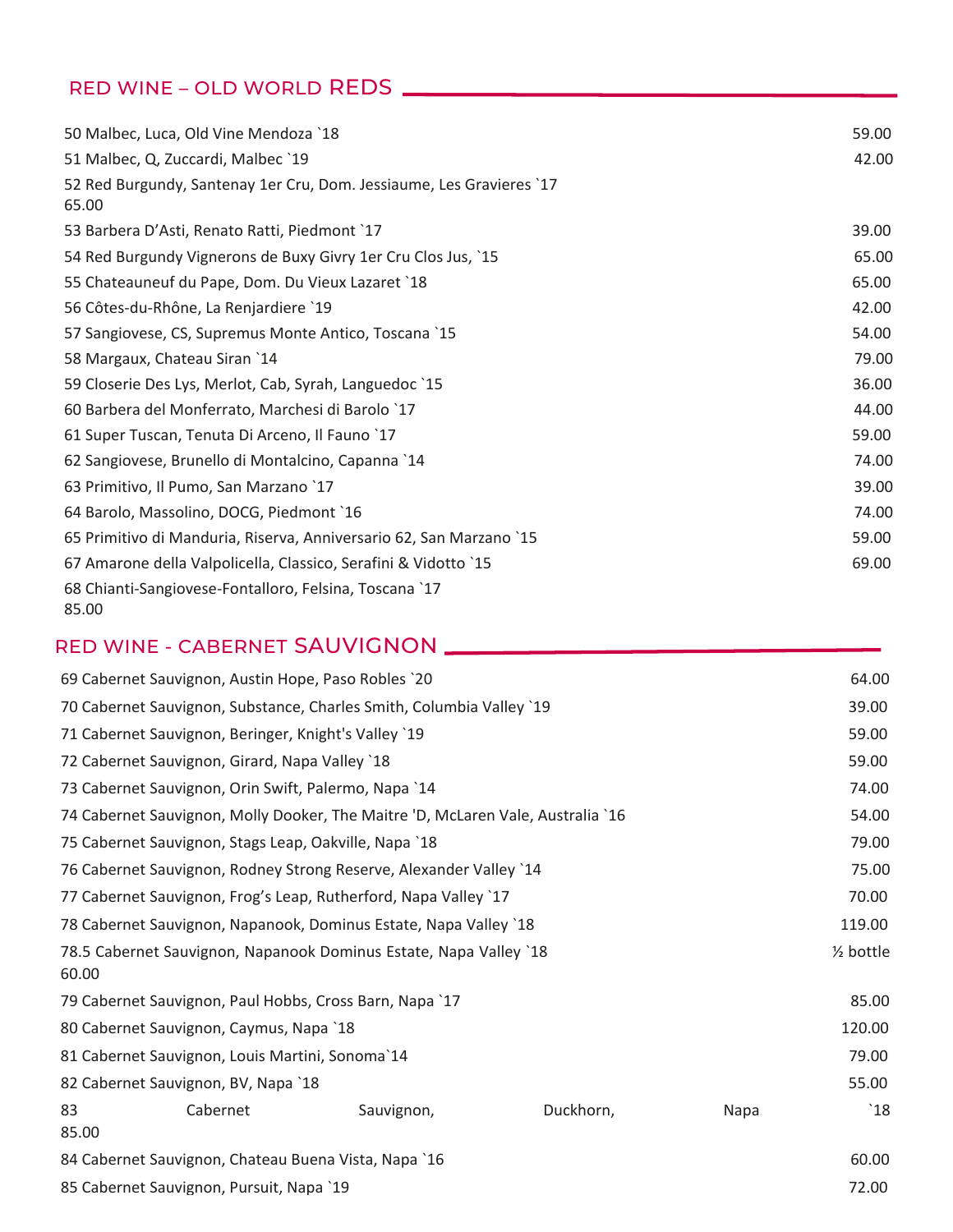## RED WINE – OLD WORLD REDS

| Wine | Price |
|---|---|
| 50 Malbec, Luca, Old Vine Mendoza `18 | 59.00 |
| 51 Malbec, Q, Zuccardi, Malbec `19 | 42.00 |
| 52 Red Burgundy, Santenay 1er Cru, Dom. Jessiaume, Les Gravieres `17 | 65.00 |
| 53 Barbera D'Asti, Renato Ratti, Piedmont `17 | 39.00 |
| 54 Red Burgundy Vignerons de Buxy Givry 1er Cru Clos Jus, `15 | 65.00 |
| 55 Chateauneuf du Pape, Dom. Du Vieux Lazaret `18 | 65.00 |
| 56 Côtes-du-Rhône, La Renjardiere `19 | 42.00 |
| 57 Sangiovese, CS, Supremus Monte Antico, Toscana `15 | 54.00 |
| 58 Margaux, Chateau Siran `14 | 79.00 |
| 59 Closerie Des Lys, Merlot, Cab, Syrah, Languedoc `15 | 36.00 |
| 60 Barbera del Monferrato, Marchesi di Barolo `17 | 44.00 |
| 61 Super Tuscan, Tenuta Di Arceno, Il Fauno `17 | 59.00 |
| 62 Sangiovese, Brunello di Montalcino, Capanna `14 | 74.00 |
| 63 Primitivo, Il Pumo, San Marzano `17 | 39.00 |
| 64 Barolo, Massolino, DOCG, Piedmont `16 | 74.00 |
| 65 Primitivo di Manduria, Riserva, Anniversario 62, San Marzano `15 | 59.00 |
| 67 Amarone della Valpolicella, Classico, Serafini & Vidotto `15 | 69.00 |
| 68 Chianti-Sangiovese-Fontalloro, Felsina, Toscana `17 | 85.00 |

## RED WINE - CABERNET SAUVIGNON

| Wine | Price |
|---|---|
| 69 Cabernet Sauvignon, Austin Hope, Paso Robles `20 | 64.00 |
| 70 Cabernet Sauvignon, Substance, Charles Smith, Columbia Valley `19 | 39.00 |
| 71 Cabernet Sauvignon, Beringer, Knight's Valley `19 | 59.00 |
| 72 Cabernet Sauvignon, Girard, Napa Valley `18 | 59.00 |
| 73 Cabernet Sauvignon, Orin Swift, Palermo, Napa `14 | 74.00 |
| 74 Cabernet Sauvignon, Molly Dooker, The Maitre 'D, McLaren Vale, Australia `16 | 54.00 |
| 75 Cabernet Sauvignon, Stags Leap, Oakville, Napa `18 | 79.00 |
| 76 Cabernet Sauvignon, Rodney Strong Reserve, Alexander Valley `14 | 75.00 |
| 77 Cabernet Sauvignon, Frog's Leap, Rutherford, Napa Valley `17 | 70.00 |
| 78 Cabernet Sauvignon, Napanook, Dominus Estate, Napa Valley `18 | 119.00 |
| 78.5 Cabernet Sauvignon, Napanook Dominus Estate, Napa Valley `18 ½ bottle | 60.00 |
| 79 Cabernet Sauvignon, Paul Hobbs, Cross Barn, Napa `17 | 85.00 |
| 80 Cabernet Sauvignon, Caymus, Napa `18 | 120.00 |
| 81 Cabernet Sauvignon, Louis Martini, Sonoma`14 | 79.00 |
| 82 Cabernet Sauvignon, BV, Napa `18 | 55.00 |
| 83 Cabernet Sauvignon, Duckhorn, Napa `18 | 85.00 |
| 84 Cabernet Sauvignon, Chateau Buena Vista, Napa `16 | 60.00 |
| 85 Cabernet Sauvignon, Pursuit, Napa `19 | 72.00 |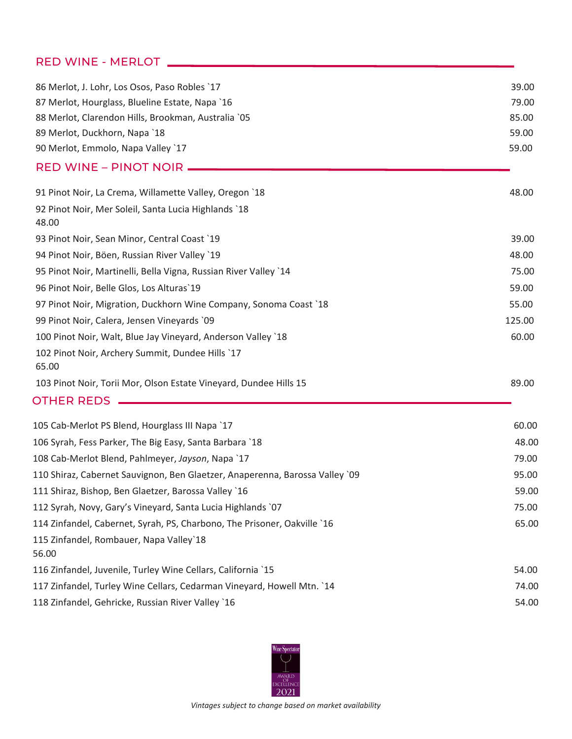## RED WINE - MERLOT

| | |
|---|---|
| 86 Merlot, J. Lohr, Los Osos, Paso Robles `17 | 39.00 |
| 87 Merlot, Hourglass, Blueline Estate, Napa `16 | 79.00 |
| 88 Merlot, Clarendon Hills, Brookman, Australia `05 | 85.00 |
| 89 Merlot, Duckhorn, Napa `18 | 59.00 |
| 90 Merlot, Emmolo, Napa Valley `17 | 59.00 |

## RED WINE – PINOT NOIR

| | |
|---|---|
| 91 Pinot Noir, La Crema, Willamette Valley, Oregon `18 | 48.00 |
| 92 Pinot Noir, Mer Soleil, Santa Lucia Highlands `18 | 48.00 |
| 93 Pinot Noir, Sean Minor, Central Coast `19 | 39.00 |
| 94 Pinot Noir, Böen, Russian River Valley `19 | 48.00 |
| 95 Pinot Noir, Martinelli, Bella Vigna, Russian River Valley `14 | 75.00 |
| 96 Pinot Noir, Belle Glos, Los Alturas`19 | 59.00 |
| 97 Pinot Noir, Migration, Duckhorn Wine Company, Sonoma Coast `18 | 55.00 |
| 99 Pinot Noir, Calera, Jensen Vineyards `09 | 125.00 |
| 100 Pinot Noir, Walt, Blue Jay Vineyard, Anderson Valley `18 | 60.00 |
| 102 Pinot Noir, Archery Summit, Dundee Hills `17 | 65.00 |
| 103 Pinot Noir, Torii Mor, Olson Estate Vineyard, Dundee Hills 15 | 89.00 |

## OTHER REDS

| | |
|---|---|
| 105 Cab-Merlot PS Blend, Hourglass III Napa `17 | 60.00 |
| 106 Syrah, Fess Parker, The Big Easy, Santa Barbara `18 | 48.00 |
| 108 Cab-Merlot Blend, Pahlmeyer, *Jayson*, Napa `17 | 79.00 |
| 110 Shiraz, Cabernet Sauvignon, Ben Glaetzer, Anaperenna, Barossa Valley `09 | 95.00 |
| 111 Shiraz, Bishop, Ben Glaetzer, Barossa Valley `16 | 59.00 |
| 112 Syrah, Novy, Gary's Vineyard, Santa Lucia Highlands `07 | 75.00 |
| 114 Zinfandel, Cabernet, Syrah, PS, Charbono, The Prisoner, Oakville `16 | 65.00 |
| 115 Zinfandel, Rombauer, Napa Valley`18 | 56.00 |
| 116 Zinfandel, Juvenile, Turley Wine Cellars, California `15 | 54.00 |
| 117 Zinfandel, Turley Wine Cellars, Cedarman Vineyard, Howell Mtn. `14 | 74.00 |
| 118 Zinfandel, Gehricke, Russian River Valley `16 | 54.00 |

Wine Spectator AWARD OF EXCELLENCE 2021

*Vintages subject to change based on market availability*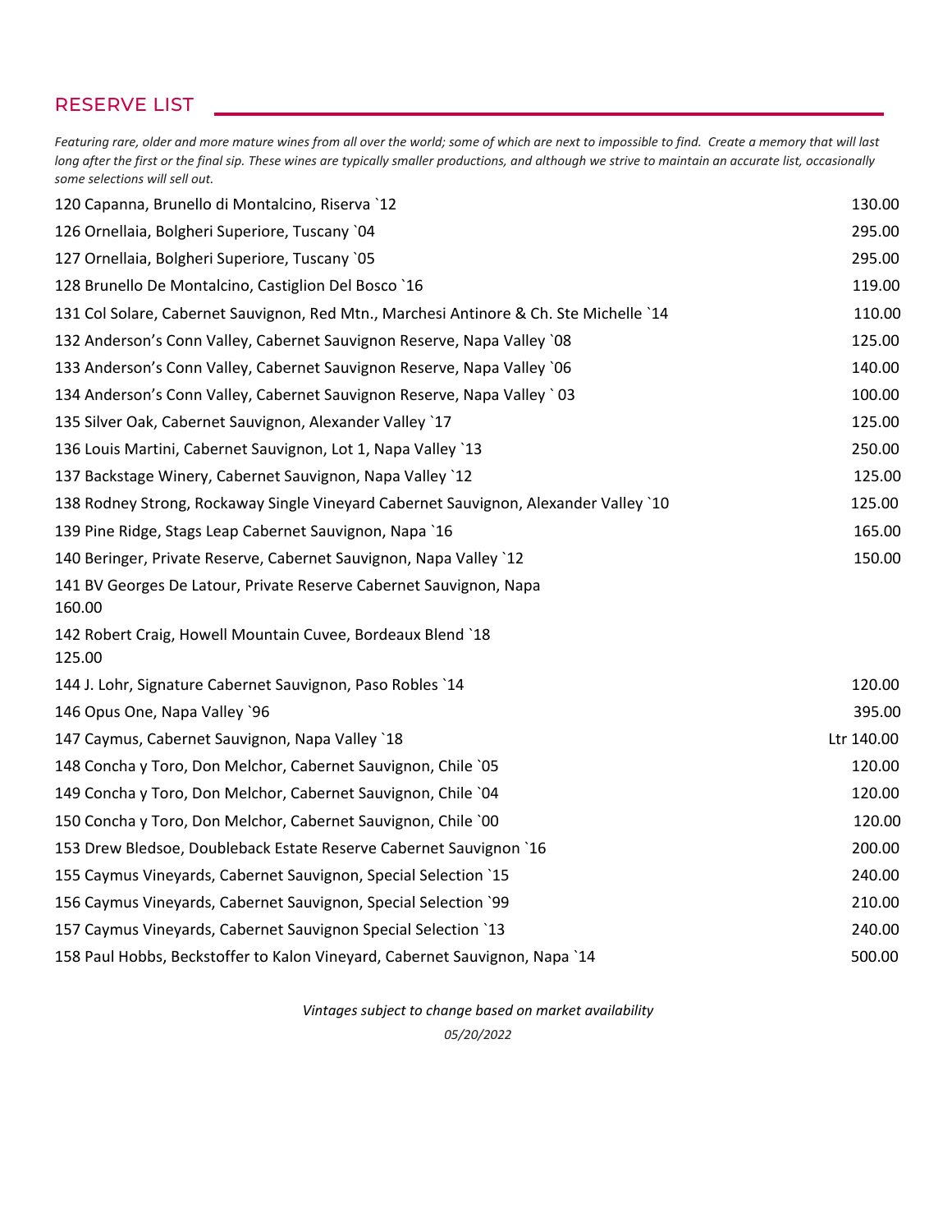## RESERVE LIST

*Featuring rare, older and more mature wines from all over the world; some of which are next to impossible to find. Create a memory that will last long after the first or the final sip. These wines are typically smaller productions, and although we strive to maintain an accurate list, occasionally some selections will sell out.*

| | |
|---|---|
| 120 Capanna, Brunello di Montalcino, Riserva `12 | 130.00 |
| 126 Ornellaia, Bolgheri Superiore, Tuscany `04 | 295.00 |
| 127 Ornellaia, Bolgheri Superiore, Tuscany `05 | 295.00 |
| 128 Brunello De Montalcino, Castiglion Del Bosco `16 | 119.00 |
| 131 Col Solare, Cabernet Sauvignon, Red Mtn., Marchesi Antinore & Ch. Ste Michelle `14 | 110.00 |
| 132 Anderson's Conn Valley, Cabernet Sauvignon Reserve, Napa Valley `08 | 125.00 |
| 133 Anderson's Conn Valley, Cabernet Sauvignon Reserve, Napa Valley `06 | 140.00 |
| 134 Anderson's Conn Valley, Cabernet Sauvignon Reserve, Napa Valley ` 03 | 100.00 |
| 135 Silver Oak, Cabernet Sauvignon, Alexander Valley `17 | 125.00 |
| 136 Louis Martini, Cabernet Sauvignon, Lot 1, Napa Valley `13 | 250.00 |
| 137 Backstage Winery, Cabernet Sauvignon, Napa Valley `12 | 125.00 |
| 138 Rodney Strong, Rockaway Single Vineyard Cabernet Sauvignon, Alexander Valley `10 | 125.00 |
| 139 Pine Ridge, Stags Leap Cabernet Sauvignon, Napa `16 | 165.00 |
| 140 Beringer, Private Reserve, Cabernet Sauvignon, Napa Valley `12 | 150.00 |
| 141 BV Georges De Latour, Private Reserve Cabernet Sauvignon, Napa | 160.00 |
| 142 Robert Craig, Howell Mountain Cuvee, Bordeaux Blend `18 | 125.00 |
| 144 J. Lohr, Signature Cabernet Sauvignon, Paso Robles `14 | 120.00 |
| 146 Opus One, Napa Valley `96 | 395.00 |
| 147 Caymus, Cabernet Sauvignon, Napa Valley `18 | Ltr 140.00 |
| 148 Concha y Toro, Don Melchor, Cabernet Sauvignon, Chile `05 | 120.00 |
| 149 Concha y Toro, Don Melchor, Cabernet Sauvignon, Chile `04 | 120.00 |
| 150 Concha y Toro, Don Melchor, Cabernet Sauvignon, Chile `00 | 120.00 |
| 153 Drew Bledsoe, Doubleback Estate Reserve Cabernet Sauvignon `16 | 200.00 |
| 155 Caymus Vineyards, Cabernet Sauvignon, Special Selection `15 | 240.00 |
| 156 Caymus Vineyards, Cabernet Sauvignon, Special Selection `99 | 210.00 |
| 157 Caymus Vineyards, Cabernet Sauvignon Special Selection `13 | 240.00 |
| 158 Paul Hobbs, Beckstoffer to Kalon Vineyard, Cabernet Sauvignon, Napa `14 | 500.00 |

*Vintages subject to change based on market availability*

*05/20/2022*